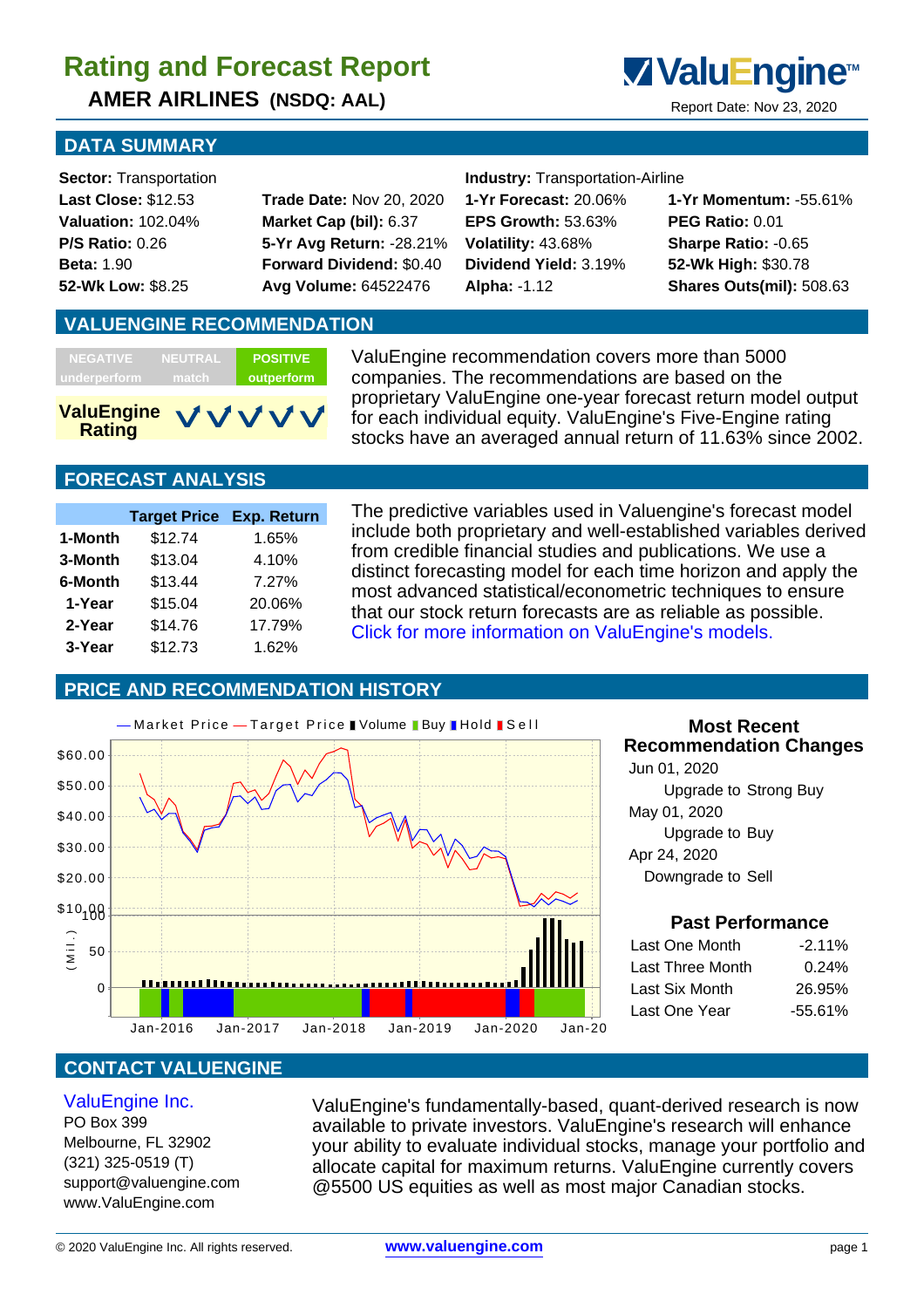# Rating and Forecast Report

## AMER AIRLINES (NSDQ: AAL)

ValuEngine™

Report Date: Nov 23, 2020

## DATA SUMMARY

**Sector:** Transportation

**Industry:** Transportation-Airline

| | | | |
|---|---|---|---|
| **Last Close:** $12.53 | **Trade Date:** Nov 20, 2020 | **1-Yr Forecast:** 20.06% | **1-Yr Momentum:** -55.61% |
| **Valuation:** 102.04% | **Market Cap (bil):** 6.37 | **EPS Growth:** 53.63% | **PEG Ratio:** 0.01 |
| **P/S Ratio:** 0.26 | **5-Yr Avg Return:** -28.21% | **Volatility:** 43.68% | **Sharpe Ratio:** -0.65 |
| **Beta:** 1.90 | **Forward Dividend:** $0.40 | **Dividend Yield:** 3.19% | **52-Wk High:** $30.78 |
| **52-Wk Low:** $8.25 | **Avg Volume:** 64522476 | **Alpha:** -1.12 | **Shares Outs(mil):** 508.63 |

## VALUENGINE RECOMMENDATION

| NEGATIVE underperform | NEUTRAL match | POSITIVE outperform |
|---|---|---|

**ValuEngine Rating** ✓✓✓✓✓

ValuEngine recommendation covers more than 5000 companies. The recommendations are based on the proprietary ValuEngine one-year forecast return model output for each individual equity. ValuEngine's Five-Engine rating stocks have an averaged annual return of 11.63% since 2002.

## FORECAST ANALYSIS

| | Target Price | Exp. Return |
|---|---|---|
| 1-Month | $12.74 | 1.65% |
| 3-Month | $13.04 | 4.10% |
| 6-Month | $13.44 | 7.27% |
| 1-Year | $15.04 | 20.06% |
| 2-Year | $14.76 | 17.79% |
| 3-Year | $12.73 | 1.62% |

The predictive variables used in Valuengine's forecast model include both proprietary and well-established variables derived from credible financial studies and publications. We use a distinct forecasting model for each time horizon and apply the most advanced statistical/econometric techniques to ensure that our stock return forecasts are as reliable as possible. Click for more information on ValuEngine's models.

## PRICE AND RECOMMENDATION HISTORY

— Market Price — Target Price ▮ Volume ▮ Buy ▮ Hold ▮ Sell

### Most Recent Recommendation Changes

Jun 01, 2020
Upgrade to Strong Buy

May 01, 2020
Upgrade to Buy

Apr 24, 2020
Downgrade to Sell

### Past Performance

| | |
|---|---|
| Last One Month | -2.11% |
| Last Three Month | 0.24% |
| Last Six Month | 26.95% |
| Last One Year | -55.61% |

## CONTACT VALUENGINE

ValuEngine Inc.
PO Box 399
Melbourne, FL 32902
(321) 325-0519 (T)
support@valuengine.com
www.ValuEngine.com

ValuEngine's fundamentally-based, quant-derived research is now available to private investors. ValuEngine's research will enhance your ability to evaluate individual stocks, manage your portfolio and allocate capital for maximum returns. ValuEngine currently covers @5500 US equities as well as most major Canadian stocks.

© 2020 ValuEngine Inc. All rights reserved. www.valuengine.com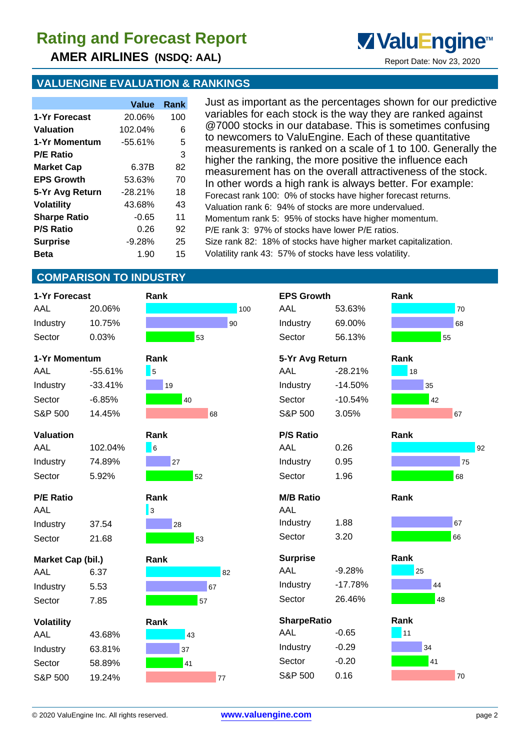# Rating and Forecast Report

**AMER AIRLINES (NSDQ: AAL)**

Report Date: Nov 23, 2020

## VALUENGINE EVALUATION & RANKINGS

| | Value | Rank |
|---|---|---|
| **1-Yr Forecast** | 20.06% | 100 |
| **Valuation** | 102.04% | 6 |
| **1-Yr Momentum** | -55.61% | 5 |
| **P/E Ratio** | | 3 |
| **Market Cap** | 6.37B | 82 |
| **EPS Growth** | 53.63% | 70 |
| **5-Yr Avg Return** | -28.21% | 18 |
| **Volatility** | 43.68% | 43 |
| **Sharpe Ratio** | -0.65 | 11 |
| **P/S Ratio** | 0.26 | 92 |
| **Surprise** | -9.28% | 25 |
| **Beta** | 1.90 | 15 |

Just as important as the percentages shown for our predictive variables for each stock is the way they are ranked against @7000 stocks in our database. This is sometimes confusing to newcomers to ValuEngine. Each of these quantitative measurements is ranked on a scale of 1 to 100. Generally the higher the ranking, the more positive the influence each measurement has on the overall attractiveness of the stock. In other words a high rank is always better. For example:

Forecast rank 100: 0% of stocks have higher forecast returns.
Valuation rank 6: 94% of stocks are more undervalued.
Momentum rank 5: 95% of stocks have higher momentum.
P/E rank 3: 97% of stocks have lower P/E ratios.
Size rank 82: 18% of stocks have higher market capitalization.
Volatility rank 43: 57% of stocks have less volatility.

## COMPARISON TO INDUSTRY

| 1-Yr Forecast | | Rank |
|---|---|---|
| AAL | 20.06% | 100 |
| Industry | 10.75% | 90 |
| Sector | 0.03% | 53 |

| 1-Yr Momentum | | Rank |
|---|---|---|
| AAL | -55.61% | 5 |
| Industry | -33.41% | 19 |
| Sector | -6.85% | 40 |
| S&P 500 | 14.45% | 68 |

| Valuation | | Rank |
|---|---|---|
| AAL | 102.04% | 6 |
| Industry | 74.89% | 27 |
| Sector | 5.92% | 52 |

| P/E Ratio | | Rank |
|---|---|---|
| AAL | | 3 |
| Industry | 37.54 | 28 |
| Sector | 21.68 | 53 |

| Market Cap (bil.) | | Rank |
|---|---|---|
| AAL | 6.37 | 82 |
| Industry | 5.53 | 67 |
| Sector | 7.85 | 57 |

| Volatility | | Rank |
|---|---|---|
| AAL | 43.68% | 43 |
| Industry | 63.81% | 37 |
| Sector | 58.89% | 41 |
| S&P 500 | 19.24% | 77 |

| EPS Growth | | Rank |
|---|---|---|
| AAL | 53.63% | 70 |
| Industry | 69.00% | 68 |
| Sector | 56.13% | 55 |

| 5-Yr Avg Return | | Rank |
|---|---|---|
| AAL | -28.21% | 18 |
| Industry | -14.50% | 35 |
| Sector | -10.54% | 42 |
| S&P 500 | 3.05% | 67 |

| P/S Ratio | | Rank |
|---|---|---|
| AAL | 0.26 | 92 |
| Industry | 0.95 | 75 |
| Sector | 1.96 | 68 |

| M/B Ratio | | Rank |
|---|---|---|
| AAL | | |
| Industry | 1.88 | 67 |
| Sector | 3.20 | 66 |

| Surprise | | Rank |
|---|---|---|
| AAL | -9.28% | 25 |
| Industry | -17.78% | 44 |
| Sector | 26.46% | 48 |

| SharpeRatio | | Rank |
|---|---|---|
| AAL | -0.65 | 11 |
| Industry | -0.29 | 34 |
| Sector | -0.20 | 41 |
| S&P 500 | 0.16 | 70 |

© 2020 ValuEngine Inc. All rights reserved. www.valuengine.com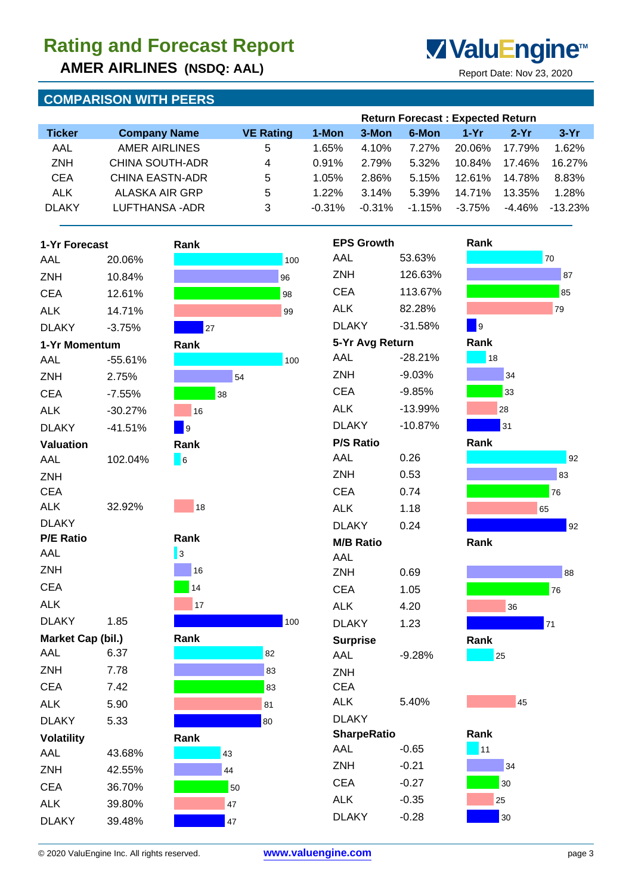# Rating and Forecast Report

## AMER AIRLINES (NSDQ: AAL)

Report Date: Nov 23, 2020

## COMPARISON WITH PEERS

| Ticker | Company Name | VE Rating | Return Forecast : Expected Return | | | | | |
|---|---|---|---|---|---|---|---|---|
| | | | 1-Mon | 3-Mon | 6-Mon | 1-Yr | 2-Yr | 3-Yr |
| AAL | AMER AIRLINES | 5 | 1.65% | 4.10% | 7.27% | 20.06% | 17.79% | 1.62% |
| ZNH | CHINA SOUTH-ADR | 4 | 0.91% | 2.79% | 5.32% | 10.84% | 17.46% | 16.27% |
| CEA | CHINA EASTN-ADR | 5 | 1.05% | 2.86% | 5.15% | 12.61% | 14.78% | 8.83% |
| ALK | ALASKA AIR GRP | 5 | 1.22% | 3.14% | 5.39% | 14.71% | 13.35% | 1.28% |
| DLAKY | LUFTHANSA -ADR | 3 | -0.31% | -0.31% | -1.15% | -3.75% | -4.46% | -13.23% |

| 1-Yr Forecast | | Rank |
|---|---|---|
| AAL | 20.06% | 100 |
| ZNH | 10.84% | 96 |
| CEA | 12.61% | 98 |
| ALK | 14.71% | 99 |
| DLAKY | -3.75% | 27 |

| 1-Yr Momentum | | Rank |
|---|---|---|
| AAL | -55.61% | 100 |
| ZNH | 2.75% | 54 |
| CEA | -7.55% | 38 |
| ALK | -30.27% | 16 |
| DLAKY | -41.51% | 9 |

| Valuation | | Rank |
|---|---|---|
| AAL | 102.04% | 6 |
| ZNH | | |
| CEA | | |
| ALK | 32.92% | 18 |
| DLAKY | | |

| P/E Ratio | | Rank |
|---|---|---|
| AAL | | 3 |
| ZNH | | 16 |
| CEA | | 14 |
| ALK | | 17 |
| DLAKY | 1.85 | 100 |

| Market Cap (bil.) | | Rank |
|---|---|---|
| AAL | 6.37 | 82 |
| ZNH | 7.78 | 83 |
| CEA | 7.42 | 83 |
| ALK | 5.90 | 81 |
| DLAKY | 5.33 | 80 |

| Volatility | | Rank |
|---|---|---|
| AAL | 43.68% | 43 |
| ZNH | 42.55% | 44 |
| CEA | 36.70% | 50 |
| ALK | 39.80% | 47 |
| DLAKY | 39.48% | 47 |

| EPS Growth | | Rank |
|---|---|---|
| AAL | 53.63% | 70 |
| ZNH | 126.63% | 87 |
| CEA | 113.67% | 85 |
| ALK | 82.28% | 79 |
| DLAKY | -31.58% | 9 |

| 5-Yr Avg Return | | Rank |
|---|---|---|
| AAL | -28.21% | 18 |
| ZNH | -9.03% | 34 |
| CEA | -9.85% | 33 |
| ALK | -13.99% | 28 |
| DLAKY | -10.87% | 31 |

| P/S Ratio | | Rank |
|---|---|---|
| AAL | 0.26 | 92 |
| ZNH | 0.53 | 83 |
| CEA | 0.74 | 76 |
| ALK | 1.18 | 65 |
| DLAKY | 0.24 | 92 |

| M/B Ratio | | Rank |
|---|---|---|
| AAL | | |
| ZNH | 0.69 | 88 |
| CEA | 1.05 | 76 |
| ALK | 4.20 | 36 |
| DLAKY | 1.23 | 71 |

| Surprise | | Rank |
|---|---|---|
| AAL | -9.28% | 25 |
| ZNH | | |
| CEA | | |
| ALK | 5.40% | 45 |
| DLAKY | | |

| SharpeRatio | | Rank |
|---|---|---|
| AAL | -0.65 | 11 |
| ZNH | -0.21 | 34 |
| CEA | -0.27 | 30 |
| ALK | -0.35 | 25 |
| DLAKY | -0.28 | 30 |

© 2020 ValuEngine Inc. All rights reserved. www.valuengine.com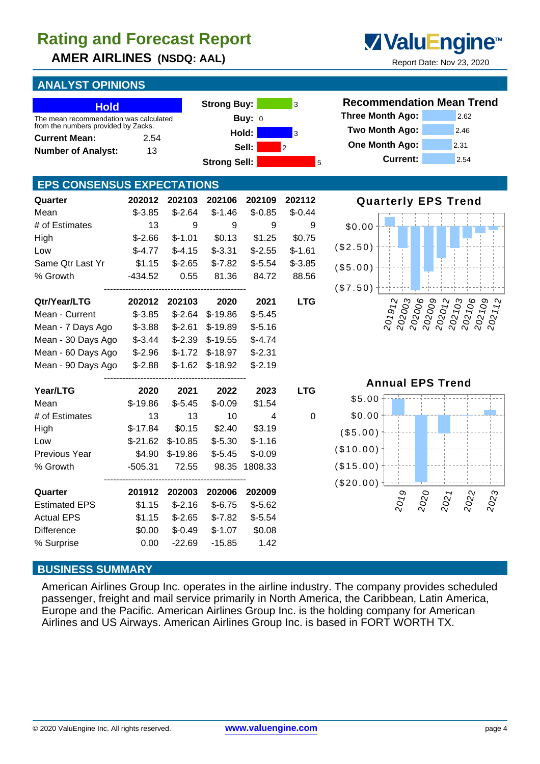# Rating and Forecast Report

## AMER AIRLINES (NSDQ: AAL)

Report Date: Nov 23, 2020

## ANALYST OPINIONS

**Hold**

The mean recommendation was calculated from the numbers provided by Zacks.

| | |
|---|---|
| **Current Mean:** | 2.54 |
| **Number of Analyst:** | 13 |

| | |
|---|---|
| **Strong Buy:** | 3 |
| **Buy:** | 0 |
| **Hold:** | 3 |
| **Sell:** | 2 |
| **Strong Sell:** | 5 |

### Recommendation Mean Trend

| | |
|---|---|
| **Three Month Ago:** | 2.62 |
| **Two Month Ago:** | 2.46 |
| **One Month Ago:** | 2.31 |
| **Current:** | 2.54 |

## EPS CONSENSUS EXPECTATIONS

| Quarter | 202012 | 202103 | 202106 | 202109 | 202112 |
|---|---|---|---|---|---|
| Mean | $-3.85 | $-2.64 | $-1.46 | $-0.85 | $-0.44 |
| # of Estimates | 13 | 9 | 9 | 9 | 9 |
| High | $-2.66 | $-1.01 | $0.13 | $1.25 | $0.75 |
| Low | $-4.77 | $-4.15 | $-3.31 | $-2.55 | $-1.61 |
| Same Qtr Last Yr | $1.15 | $-2.65 | $-7.82 | $-5.54 | $-3.85 |
| % Growth | -434.52 | 0.55 | 81.36 | 84.72 | 88.56 |

| Qtr/Year/LTG | 202012 | 202103 | 2020 | 2021 | LTG |
|---|---|---|---|---|---|
| Mean - Current | $-3.85 | $-2.64 | $-19.86 | $-5.45 | |
| Mean - 7 Days Ago | $-3.88 | $-2.61 | $-19.89 | $-5.16 | |
| Mean - 30 Days Ago | $-3.44 | $-2.39 | $-19.55 | $-4.74 | |
| Mean - 60 Days Ago | $-2.96 | $-1.72 | $-18.97 | $-2.31 | |
| Mean - 90 Days Ago | $-2.88 | $-1.62 | $-18.92 | $-2.19 | |

| Year/LTG | 2020 | 2021 | 2022 | 2023 | LTG |
|---|---|---|---|---|---|
| Mean | $-19.86 | $-5.45 | $-0.09 | $1.54 | |
| # of Estimates | 13 | 13 | 10 | 4 | 0 |
| High | $-17.84 | $0.15 | $2.40 | $3.19 | |
| Low | $-21.62 | $-10.85 | $-5.30 | $-1.16 | |
| Previous Year | $4.90 | $-19.86 | $-5.45 | $-0.09 | |
| % Growth | -505.31 | 72.55 | 98.35 | 1808.33 | |

| Quarter | 201912 | 202003 | 202006 | 202009 |
|---|---|---|---|---|
| Estimated EPS | $1.15 | $-2.16 | $-6.75 | $-5.62 |
| Actual EPS | $1.15 | $-2.65 | $-7.82 | $-5.54 |
| Difference | $0.00 | $-0.49 | $-1.07 | $0.08 |
| % Surprise | 0.00 | -22.69 | -15.85 | 1.42 |

### Quarterly EPS Trend

### Annual EPS Trend

## BUSINESS SUMMARY

American Airlines Group Inc. operates in the airline industry. The company provides scheduled passenger, freight and mail service primarily in North America, the Caribbean, Latin America, Europe and the Pacific. American Airlines Group Inc. is the holding company for American Airlines and US Airways. American Airlines Group Inc. is based in FORT WORTH TX.

© 2020 ValuEngine Inc. All rights reserved. www.valuengine.com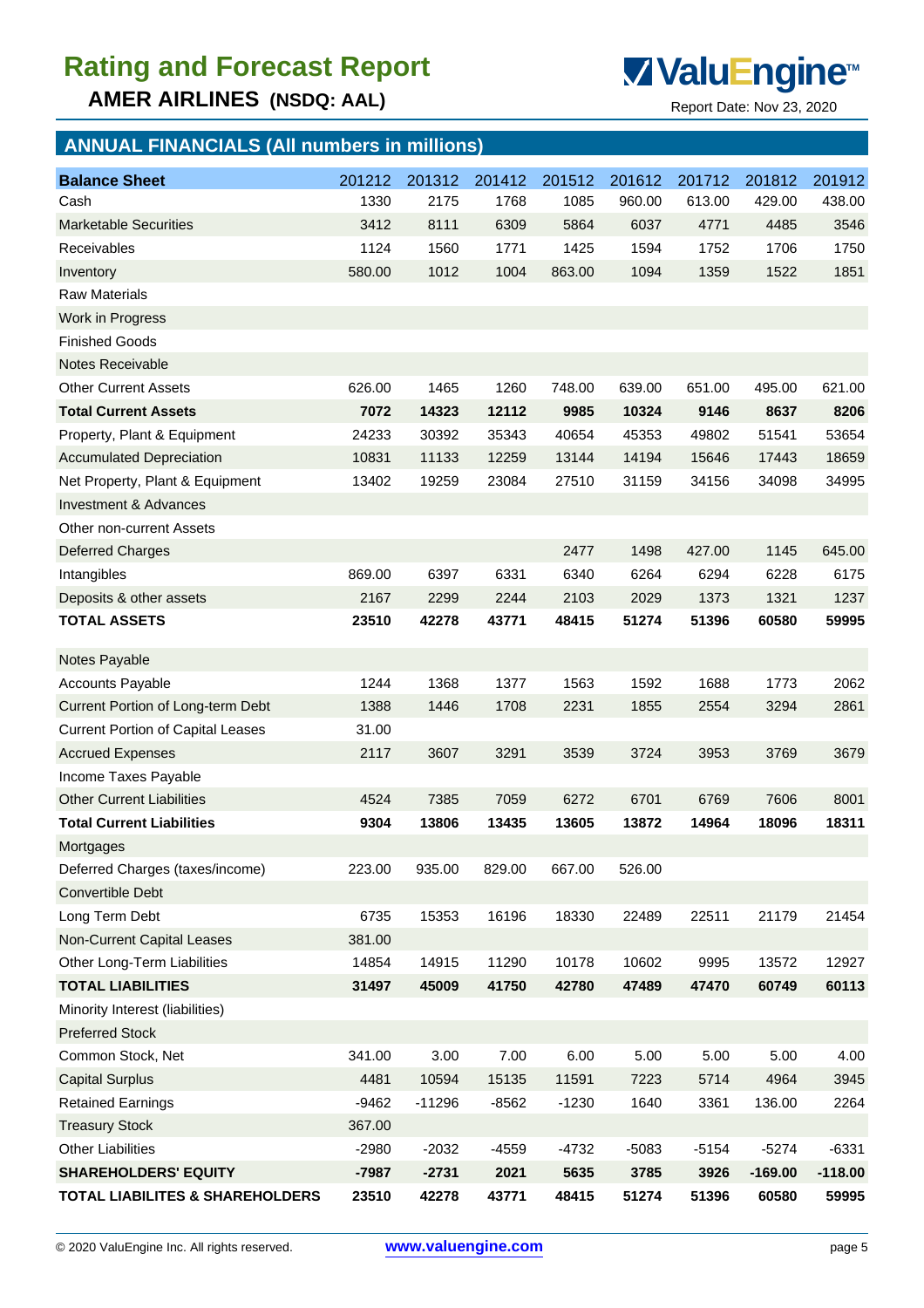# Rating and Forecast Report

## AMER AIRLINES (NSDQ: AAL)

Report Date: Nov 23, 2020

## ANNUAL FINANCIALS (All numbers in millions)

| Balance Sheet | 201212 | 201312 | 201412 | 201512 | 201612 | 201712 | 201812 | 201912 |
|---|---|---|---|---|---|---|---|---|
| Cash | 1330 | 2175 | 1768 | 1085 | 960.00 | 613.00 | 429.00 | 438.00 |
| Marketable Securities | 3412 | 8111 | 6309 | 5864 | 6037 | 4771 | 4485 | 3546 |
| Receivables | 1124 | 1560 | 1771 | 1425 | 1594 | 1752 | 1706 | 1750 |
| Inventory | 580.00 | 1012 | 1004 | 863.00 | 1094 | 1359 | 1522 | 1851 |
| Raw Materials | | | | | | | | |
| Work in Progress | | | | | | | | |
| Finished Goods | | | | | | | | |
| Notes Receivable | | | | | | | | |
| Other Current Assets | 626.00 | 1465 | 1260 | 748.00 | 639.00 | 651.00 | 495.00 | 621.00 |
| **Total Current Assets** | **7072** | **14323** | **12112** | **9985** | **10324** | **9146** | **8637** | **8206** |
| Property, Plant & Equipment | 24233 | 30392 | 35343 | 40654 | 45353 | 49802 | 51541 | 53654 |
| Accumulated Depreciation | 10831 | 11133 | 12259 | 13144 | 14194 | 15646 | 17443 | 18659 |
| Net Property, Plant & Equipment | 13402 | 19259 | 23084 | 27510 | 31159 | 34156 | 34098 | 34995 |
| Investment & Advances | | | | | | | | |
| Other non-current Assets | | | | | | | | |
| Deferred Charges | | | | 2477 | 1498 | 427.00 | 1145 | 645.00 |
| Intangibles | 869.00 | 6397 | 6331 | 6340 | 6264 | 6294 | 6228 | 6175 |
| Deposits & other assets | 2167 | 2299 | 2244 | 2103 | 2029 | 1373 | 1321 | 1237 |
| **TOTAL ASSETS** | **23510** | **42278** | **43771** | **48415** | **51274** | **51396** | **60580** | **59995** |
| Notes Payable | | | | | | | | |
| Accounts Payable | 1244 | 1368 | 1377 | 1563 | 1592 | 1688 | 1773 | 2062 |
| Current Portion of Long-term Debt | 1388 | 1446 | 1708 | 2231 | 1855 | 2554 | 3294 | 2861 |
| Current Portion of Capital Leases | 31.00 | | | | | | | |
| Accrued Expenses | 2117 | 3607 | 3291 | 3539 | 3724 | 3953 | 3769 | 3679 |
| Income Taxes Payable | | | | | | | | |
| Other Current Liabilities | 4524 | 7385 | 7059 | 6272 | 6701 | 6769 | 7606 | 8001 |
| **Total Current Liabilities** | **9304** | **13806** | **13435** | **13605** | **13872** | **14964** | **18096** | **18311** |
| Mortgages | | | | | | | | |
| Deferred Charges (taxes/income) | 223.00 | 935.00 | 829.00 | 667.00 | 526.00 | | | |
| Convertible Debt | | | | | | | | |
| Long Term Debt | 6735 | 15353 | 16196 | 18330 | 22489 | 22511 | 21179 | 21454 |
| Non-Current Capital Leases | 381.00 | | | | | | | |
| Other Long-Term Liabilities | 14854 | 14915 | 11290 | 10178 | 10602 | 9995 | 13572 | 12927 |
| **TOTAL LIABILITIES** | **31497** | **45009** | **41750** | **42780** | **47489** | **47470** | **60749** | **60113** |
| Minority Interest (liabilities) | | | | | | | | |
| Preferred Stock | | | | | | | | |
| Common Stock, Net | 341.00 | 3.00 | 7.00 | 6.00 | 5.00 | 5.00 | 5.00 | 4.00 |
| Capital Surplus | 4481 | 10594 | 15135 | 11591 | 7223 | 5714 | 4964 | 3945 |
| Retained Earnings | -9462 | -11296 | -8562 | -1230 | 1640 | 3361 | 136.00 | 2264 |
| Treasury Stock | 367.00 | | | | | | | |
| Other Liabilities | -2980 | -2032 | -4559 | -4732 | -5083 | -5154 | -5274 | -6331 |
| **SHAREHOLDERS' EQUITY** | **-7987** | **-2731** | **2021** | **5635** | **3785** | **3926** | **-169.00** | **-118.00** |
| **TOTAL LIABILITES & SHAREHOLDERS** | **23510** | **42278** | **43771** | **48415** | **51274** | **51396** | **60580** | **59995** |

© 2020 ValuEngine Inc. All rights reserved. www.valuengine.com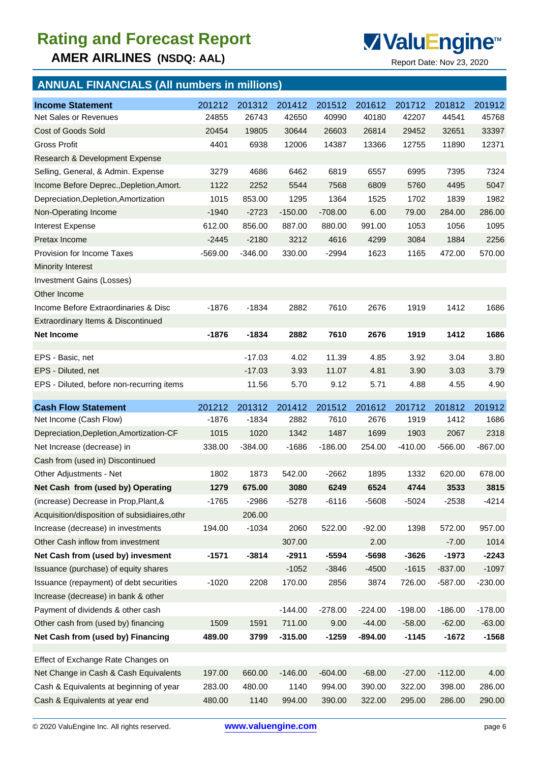# Rating and Forecast Report

**AMER AIRLINES (NSDQ: AAL)**

Report Date: Nov 23, 2020

## ANNUAL FINANCIALS (All numbers in millions)

| Income Statement | 201212 | 201312 | 201412 | 201512 | 201612 | 201712 | 201812 | 201912 |
|---|---|---|---|---|---|---|---|---|
| Net Sales or Revenues | 24855 | 26743 | 42650 | 40990 | 40180 | 42207 | 44541 | 45768 |
| Cost of Goods Sold | 20454 | 19805 | 30644 | 26603 | 26814 | 29452 | 32651 | 33397 |
| Gross Profit | 4401 | 6938 | 12006 | 14387 | 13366 | 12755 | 11890 | 12371 |
| Research & Development Expense | | | | | | | | |
| Selling, General, & Admin. Expense | 3279 | 4686 | 6462 | 6819 | 6557 | 6995 | 7395 | 7324 |
| Income Before Deprec.,Depletion,Amort. | 1122 | 2252 | 5544 | 7568 | 6809 | 5760 | 4495 | 5047 |
| Depreciation,Depletion,Amortization | 1015 | 853.00 | 1295 | 1364 | 1525 | 1702 | 1839 | 1982 |
| Non-Operating Income | -1940 | -2723 | -150.00 | -708.00 | 6.00 | 79.00 | 284.00 | 286.00 |
| Interest Expense | 612.00 | 856.00 | 887.00 | 880.00 | 991.00 | 1053 | 1056 | 1095 |
| Pretax Income | -2445 | -2180 | 3212 | 4616 | 4299 | 3084 | 1884 | 2256 |
| Provision for Income Taxes | -569.00 | -346.00 | 330.00 | -2994 | 1623 | 1165 | 472.00 | 570.00 |
| Minority Interest | | | | | | | | |
| Investment Gains (Losses) | | | | | | | | |
| Other Income | | | | | | | | |
| Income Before Extraordinaries & Disc | -1876 | -1834 | 2882 | 7610 | 2676 | 1919 | 1412 | 1686 |
| Extraordinary Items & Discontinued | | | | | | | | |
| **Net Income** | **-1876** | **-1834** | **2882** | **7610** | **2676** | **1919** | **1412** | **1686** |
| | | | | | | | | |
| EPS - Basic, net | | -17.03 | 4.02 | 11.39 | 4.85 | 3.92 | 3.04 | 3.80 |
| EPS - Diluted, net | | -17.03 | 3.93 | 11.07 | 4.81 | 3.90 | 3.03 | 3.79 |
| EPS - Diluted, before non-recurring items | | 11.56 | 5.70 | 9.12 | 5.71 | 4.88 | 4.55 | 4.90 |

| Cash Flow Statement | 201212 | 201312 | 201412 | 201512 | 201612 | 201712 | 201812 | 201912 |
|---|---|---|---|---|---|---|---|---|
| Net Income (Cash Flow) | -1876 | -1834 | 2882 | 7610 | 2676 | 1919 | 1412 | 1686 |
| Depreciation,Depletion,Amortization-CF | 1015 | 1020 | 1342 | 1487 | 1699 | 1903 | 2067 | 2318 |
| Net Increase (decrease) in | 338.00 | -384.00 | -1686 | -186.00 | 254.00 | -410.00 | -566.00 | -867.00 |
| Cash from (used in) Discontinued | | | | | | | | |
| Other Adjustments - Net | 1802 | 1873 | 542.00 | -2662 | 1895 | 1332 | 620.00 | 678.00 |
| **Net Cash from (used by) Operating** | **1279** | **675.00** | **3080** | **6249** | **6524** | **4744** | **3533** | **3815** |
| (increase) Decrease in Prop,Plant,& | -1765 | -2986 | -5278 | -6116 | -5608 | -5024 | -2538 | -4214 |
| Acquisition/disposition of subsidiaires,othr | | 206.00 | | | | | | |
| Increase (decrease) in investments | 194.00 | -1034 | 2060 | 522.00 | -92.00 | 1398 | 572.00 | 957.00 |
| Other Cash inflow from investment | | | 307.00 | | 2.00 | | -7.00 | 1014 |
| **Net Cash from (used by) invesment** | **-1571** | **-3814** | **-2911** | **-5594** | **-5698** | **-3626** | **-1973** | **-2243** |
| Issuance (purchase) of equity shares | | | -1052 | -3846 | -4500 | -1615 | -837.00 | -1097 |
| Issuance (repayment) of debt securities | -1020 | 2208 | 170.00 | 2856 | 3874 | 726.00 | -587.00 | -230.00 |
| Increase (decrease) in bank & other | | | | | | | | |
| Payment of dividends & other cash | | | -144.00 | -278.00 | -224.00 | -198.00 | -186.00 | -178.00 |
| Other cash from (used by) financing | 1509 | 1591 | 711.00 | 9.00 | -44.00 | -58.00 | -62.00 | -63.00 |
| **Net Cash from (used by) Financing** | **489.00** | **3799** | **-315.00** | **-1259** | **-894.00** | **-1145** | **-1672** | **-1568** |
| | | | | | | | | |
| Effect of Exchange Rate Changes on | | | | | | | | |
| Net Change in Cash & Cash Equivalents | 197.00 | 660.00 | -146.00 | -604.00 | -68.00 | -27.00 | -112.00 | 4.00 |
| Cash & Equivalents at beginning of year | 283.00 | 480.00 | 1140 | 994.00 | 390.00 | 322.00 | 398.00 | 286.00 |
| Cash & Equivalents at year end | 480.00 | 1140 | 994.00 | 390.00 | 322.00 | 295.00 | 286.00 | 290.00 |

© 2020 ValuEngine Inc. All rights reserved. www.valuengine.com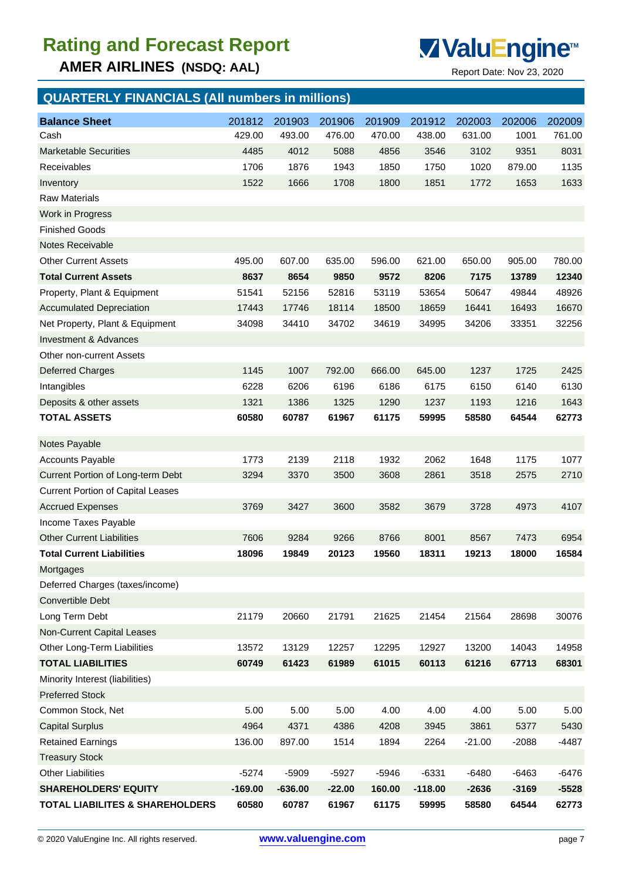# Rating and Forecast Report

## AMER AIRLINES (NSDQ: AAL)

ValuEngine™

Report Date: Nov 23, 2020

## QUARTERLY FINANCIALS (All numbers in millions)

| Balance Sheet | 201812 | 201903 | 201906 | 201909 | 201912 | 202003 | 202006 | 202009 |
|---|---|---|---|---|---|---|---|---|
| Cash | 429.00 | 493.00 | 476.00 | 470.00 | 438.00 | 631.00 | 1001 | 761.00 |
| Marketable Securities | 4485 | 4012 | 5088 | 4856 | 3546 | 3102 | 9351 | 8031 |
| Receivables | 1706 | 1876 | 1943 | 1850 | 1750 | 1020 | 879.00 | 1135 |
| Inventory | 1522 | 1666 | 1708 | 1800 | 1851 | 1772 | 1653 | 1633 |
| Raw Materials | | | | | | | | |
| Work in Progress | | | | | | | | |
| Finished Goods | | | | | | | | |
| Notes Receivable | | | | | | | | |
| Other Current Assets | 495.00 | 607.00 | 635.00 | 596.00 | 621.00 | 650.00 | 905.00 | 780.00 |
| **Total Current Assets** | **8637** | **8654** | **9850** | **9572** | **8206** | **7175** | **13789** | **12340** |
| Property, Plant & Equipment | 51541 | 52156 | 52816 | 53119 | 53654 | 50647 | 49844 | 48926 |
| Accumulated Depreciation | 17443 | 17746 | 18114 | 18500 | 18659 | 16441 | 16493 | 16670 |
| Net Property, Plant & Equipment | 34098 | 34410 | 34702 | 34619 | 34995 | 34206 | 33351 | 32256 |
| Investment & Advances | | | | | | | | |
| Other non-current Assets | | | | | | | | |
| Deferred Charges | 1145 | 1007 | 792.00 | 666.00 | 645.00 | 1237 | 1725 | 2425 |
| Intangibles | 6228 | 6206 | 6196 | 6186 | 6175 | 6150 | 6140 | 6130 |
| Deposits & other assets | 1321 | 1386 | 1325 | 1290 | 1237 | 1193 | 1216 | 1643 |
| **TOTAL ASSETS** | **60580** | **60787** | **61967** | **61175** | **59995** | **58580** | **64544** | **62773** |
| Notes Payable | | | | | | | | |
| Accounts Payable | 1773 | 2139 | 2118 | 1932 | 2062 | 1648 | 1175 | 1077 |
| Current Portion of Long-term Debt | 3294 | 3370 | 3500 | 3608 | 2861 | 3518 | 2575 | 2710 |
| Current Portion of Capital Leases | | | | | | | | |
| Accrued Expenses | 3769 | 3427 | 3600 | 3582 | 3679 | 3728 | 4973 | 4107 |
| Income Taxes Payable | | | | | | | | |
| Other Current Liabilities | 7606 | 9284 | 9266 | 8766 | 8001 | 8567 | 7473 | 6954 |
| **Total Current Liabilities** | **18096** | **19849** | **20123** | **19560** | **18311** | **19213** | **18000** | **16584** |
| Mortgages | | | | | | | | |
| Deferred Charges (taxes/income) | | | | | | | | |
| Convertible Debt | | | | | | | | |
| Long Term Debt | 21179 | 20660 | 21791 | 21625 | 21454 | 21564 | 28698 | 30076 |
| Non-Current Capital Leases | | | | | | | | |
| Other Long-Term Liabilities | 13572 | 13129 | 12257 | 12295 | 12927 | 13200 | 14043 | 14958 |
| **TOTAL LIABILITIES** | **60749** | **61423** | **61989** | **61015** | **60113** | **61216** | **67713** | **68301** |
| Minority Interest (liabilities) | | | | | | | | |
| Preferred Stock | | | | | | | | |
| Common Stock, Net | 5.00 | 5.00 | 5.00 | 4.00 | 4.00 | 4.00 | 5.00 | 5.00 |
| Capital Surplus | 4964 | 4371 | 4386 | 4208 | 3945 | 3861 | 5377 | 5430 |
| Retained Earnings | 136.00 | 897.00 | 1514 | 1894 | 2264 | -21.00 | -2088 | -4487 |
| Treasury Stock | | | | | | | | |
| Other Liabilities | -5274 | -5909 | -5927 | -5946 | -6331 | -6480 | -6463 | -6476 |
| **SHAREHOLDERS' EQUITY** | **-169.00** | **-636.00** | **-22.00** | **160.00** | **-118.00** | **-2636** | **-3169** | **-5528** |
| **TOTAL LIABILITES & SHAREHOLDERS** | **60580** | **60787** | **61967** | **61175** | **59995** | **58580** | **64544** | **62773** |

© 2020 ValuEngine Inc. All rights reserved. www.valuengine.com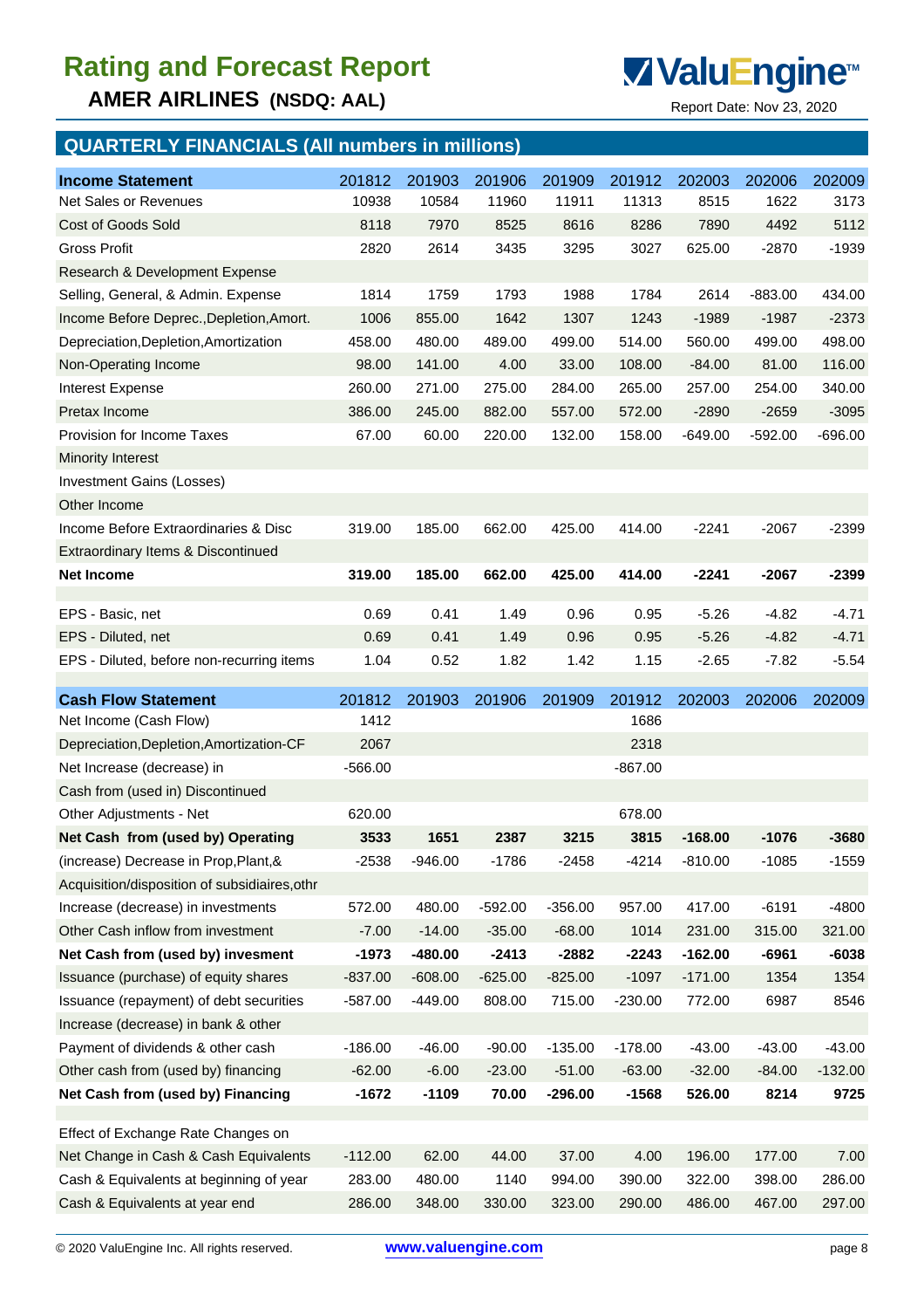# Rating and Forecast Report

## AMER AIRLINES (NSDQ: AAL)

ValuEngine™

Report Date: Nov 23, 2020

## QUARTERLY FINANCIALS (All numbers in millions)

| Income Statement | 201812 | 201903 | 201906 | 201909 | 201912 | 202003 | 202006 | 202009 |
|---|---|---|---|---|---|---|---|---|
| Net Sales or Revenues | 10938 | 10584 | 11960 | 11911 | 11313 | 8515 | 1622 | 3173 |
| Cost of Goods Sold | 8118 | 7970 | 8525 | 8616 | 8286 | 7890 | 4492 | 5112 |
| Gross Profit | 2820 | 2614 | 3435 | 3295 | 3027 | 625.00 | -2870 | -1939 |
| Research & Development Expense | | | | | | | | |
| Selling, General, & Admin. Expense | 1814 | 1759 | 1793 | 1988 | 1784 | 2614 | -883.00 | 434.00 |
| Income Before Deprec.,Depletion,Amort. | 1006 | 855.00 | 1642 | 1307 | 1243 | -1989 | -1987 | -2373 |
| Depreciation,Depletion,Amortization | 458.00 | 480.00 | 489.00 | 499.00 | 514.00 | 560.00 | 499.00 | 498.00 |
| Non-Operating Income | 98.00 | 141.00 | 4.00 | 33.00 | 108.00 | -84.00 | 81.00 | 116.00 |
| Interest Expense | 260.00 | 271.00 | 275.00 | 284.00 | 265.00 | 257.00 | 254.00 | 340.00 |
| Pretax Income | 386.00 | 245.00 | 882.00 | 557.00 | 572.00 | -2890 | -2659 | -3095 |
| Provision for Income Taxes | 67.00 | 60.00 | 220.00 | 132.00 | 158.00 | -649.00 | -592.00 | -696.00 |
| Minority Interest | | | | | | | | |
| Investment Gains (Losses) | | | | | | | | |
| Other Income | | | | | | | | |
| Income Before Extraordinaries & Disc | 319.00 | 185.00 | 662.00 | 425.00 | 414.00 | -2241 | -2067 | -2399 |
| Extraordinary Items & Discontinued | | | | | | | | |
| **Net Income** | **319.00** | **185.00** | **662.00** | **425.00** | **414.00** | **-2241** | **-2067** | **-2399** |
| | | | | | | | | |
| EPS - Basic, net | 0.69 | 0.41 | 1.49 | 0.96 | 0.95 | -5.26 | -4.82 | -4.71 |
| EPS - Diluted, net | 0.69 | 0.41 | 1.49 | 0.96 | 0.95 | -5.26 | -4.82 | -4.71 |
| EPS - Diluted, before non-recurring items | 1.04 | 0.52 | 1.82 | 1.42 | 1.15 | -2.65 | -7.82 | -5.54 |

| Cash Flow Statement | 201812 | 201903 | 201906 | 201909 | 201912 | 202003 | 202006 | 202009 |
|---|---|---|---|---|---|---|---|---|
| Net Income (Cash Flow) | 1412 | | | | 1686 | | | |
| Depreciation,Depletion,Amortization-CF | 2067 | | | | 2318 | | | |
| Net Increase (decrease) in | -566.00 | | | | -867.00 | | | |
| Cash from (used in) Discontinued | | | | | | | | |
| Other Adjustments - Net | 620.00 | | | | 678.00 | | | |
| **Net Cash from (used by) Operating** | **3533** | **1651** | **2387** | **3215** | **3815** | **-168.00** | **-1076** | **-3680** |
| (increase) Decrease in Prop,Plant,& | -2538 | -946.00 | -1786 | -2458 | -4214 | -810.00 | -1085 | -1559 |
| Acquisition/disposition of subsidiaires,othr | | | | | | | | |
| Increase (decrease) in investments | 572.00 | 480.00 | -592.00 | -356.00 | 957.00 | 417.00 | -6191 | -4800 |
| Other Cash inflow from investment | -7.00 | -14.00 | -35.00 | -68.00 | 1014 | 231.00 | 315.00 | 321.00 |
| **Net Cash from (used by) invesment** | **-1973** | **-480.00** | **-2413** | **-2882** | **-2243** | **-162.00** | **-6961** | **-6038** |
| Issuance (purchase) of equity shares | -837.00 | -608.00 | -625.00 | -825.00 | -1097 | -171.00 | 1354 | 1354 |
| Issuance (repayment) of debt securities | -587.00 | -449.00 | 808.00 | 715.00 | -230.00 | 772.00 | 6987 | 8546 |
| Increase (decrease) in bank & other | | | | | | | | |
| Payment of dividends & other cash | -186.00 | -46.00 | -90.00 | -135.00 | -178.00 | -43.00 | -43.00 | -43.00 |
| Other cash from (used by) financing | -62.00 | -6.00 | -23.00 | -51.00 | -63.00 | -32.00 | -84.00 | -132.00 |
| **Net Cash from (used by) Financing** | **-1672** | **-1109** | **70.00** | **-296.00** | **-1568** | **526.00** | **8214** | **9725** |
| | | | | | | | | |
| Effect of Exchange Rate Changes on | | | | | | | | |
| Net Change in Cash & Cash Equivalents | -112.00 | 62.00 | 44.00 | 37.00 | 4.00 | 196.00 | 177.00 | 7.00 |
| Cash & Equivalents at beginning of year | 283.00 | 480.00 | 1140 | 994.00 | 390.00 | 322.00 | 398.00 | 286.00 |
| Cash & Equivalents at year end | 286.00 | 348.00 | 330.00 | 323.00 | 290.00 | 486.00 | 467.00 | 297.00 |

© 2020 ValuEngine Inc. All rights reserved. www.valuengine.com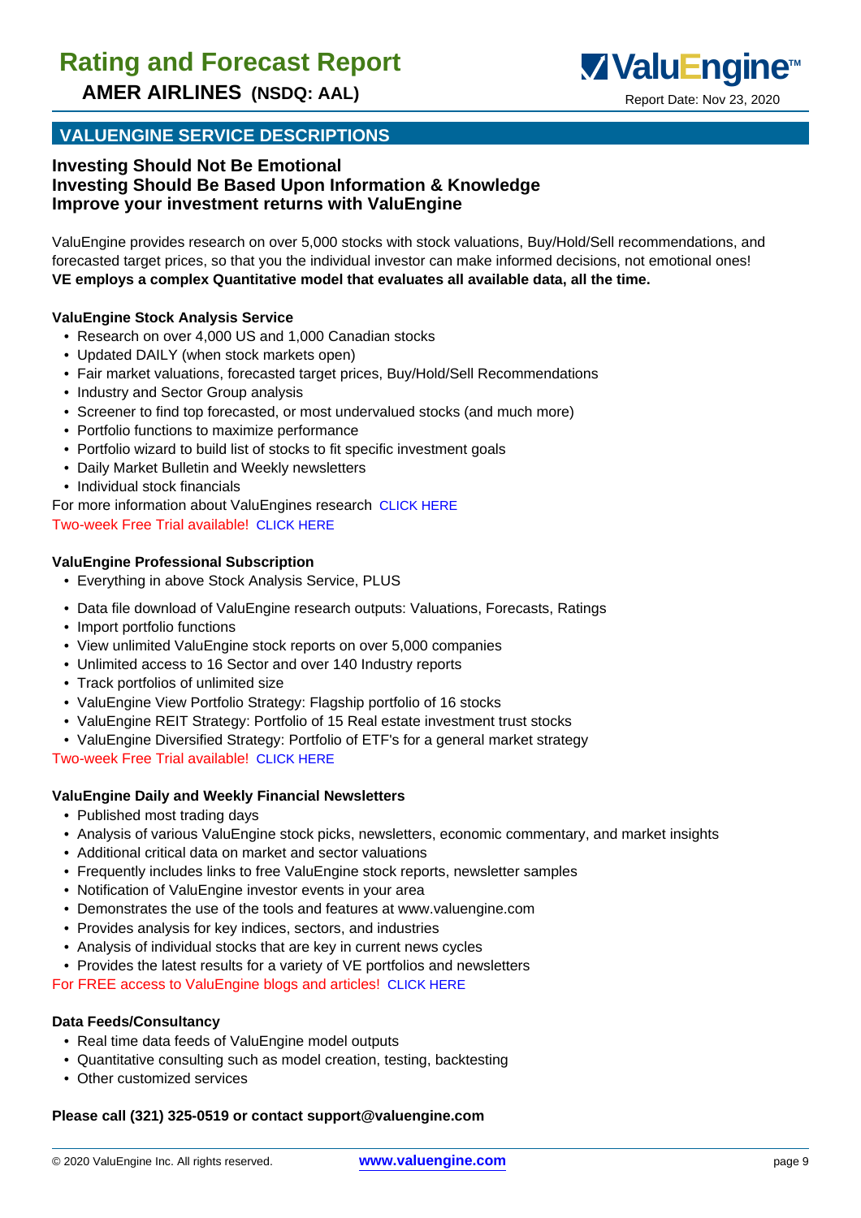## VALUENGINE SERVICE DESCRIPTIONS

**Investing Should Not Be Emotional**
**Investing Should Be Based Upon Information & Knowledge**
**Improve your investment returns with ValuEngine**

ValuEngine provides research on over 5,000 stocks with stock valuations, Buy/Hold/Sell recommendations, and forecasted target prices, so that you the individual investor can make informed decisions, not emotional ones!
**VE employs a complex Quantitative model that evaluates all available data, all the time.**

**ValuEngine Stock Analysis Service**

- Research on over 4,000 US and 1,000 Canadian stocks
- Updated DAILY (when stock markets open)
- Fair market valuations, forecasted target prices, Buy/Hold/Sell Recommendations
- Industry and Sector Group analysis
- Screener to find top forecasted, or most undervalued stocks (and much more)
- Portfolio functions to maximize performance
- Portfolio wizard to build list of stocks to fit specific investment goals
- Daily Market Bulletin and Weekly newsletters
- Individual stock financials

For more information about ValuEngines research CLICK HERE
Two-week Free Trial available! CLICK HERE

**ValuEngine Professional Subscription**

- Everything in above Stock Analysis Service, PLUS
- Data file download of ValuEngine research outputs: Valuations, Forecasts, Ratings
- Import portfolio functions
- View unlimited ValuEngine stock reports on over 5,000 companies
- Unlimited access to 16 Sector and over 140 Industry reports
- Track portfolios of unlimited size
- ValuEngine View Portfolio Strategy: Flagship portfolio of 16 stocks
- ValuEngine REIT Strategy: Portfolio of 15 Real estate investment trust stocks
- ValuEngine Diversified Strategy: Portfolio of ETF's for a general market strategy

Two-week Free Trial available! CLICK HERE

**ValuEngine Daily and Weekly Financial Newsletters**

- Published most trading days
- Analysis of various ValuEngine stock picks, newsletters, economic commentary, and market insights
- Additional critical data on market and sector valuations
- Frequently includes links to free ValuEngine stock reports, newsletter samples
- Notification of ValuEngine investor events in your area
- Demonstrates the use of the tools and features at www.valuengine.com
- Provides analysis for key indices, sectors, and industries
- Analysis of individual stocks that are key in current news cycles
- Provides the latest results for a variety of VE portfolios and newsletters

For FREE access to ValuEngine blogs and articles! CLICK HERE

**Data Feeds/Consultancy**

- Real time data feeds of ValuEngine model outputs
- Quantitative consulting such as model creation, testing, backtesting
- Other customized services

**Please call (321) 325-0519 or contact support@valuengine.com**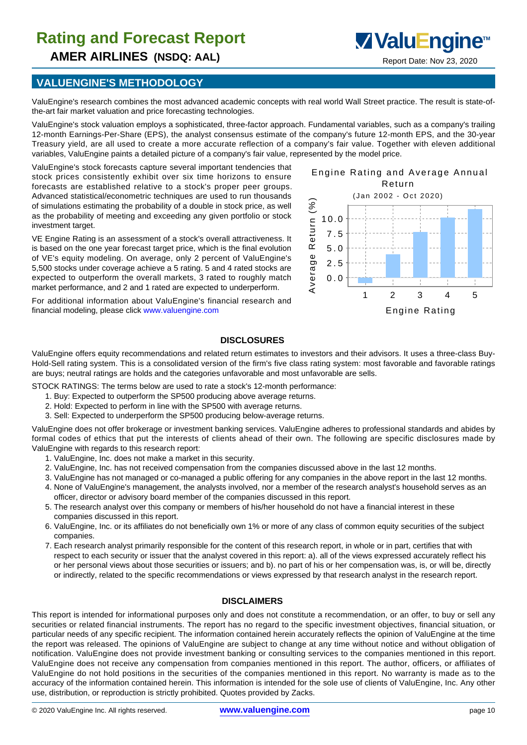## VALUENGINE'S METHODOLOGY

ValuEngine's research combines the most advanced academic concepts with real world Wall Street practice. The result is state-of-the-art fair market valuation and price forecasting technologies.

ValuEngine's stock valuation employs a sophisticated, three-factor approach. Fundamental variables, such as a company's trailing 12-month Earnings-Per-Share (EPS), the analyst consensus estimate of the company's future 12-month EPS, and the 30-year Treasury yield, are all used to create a more accurate reflection of a company's fair value. Together with eleven additional variables, ValuEngine paints a detailed picture of a company's fair value, represented by the model price.

ValuEngine's stock forecasts capture several important tendencies that stock prices consistently exhibit over six time horizons to ensure forecasts are established relative to a stock's proper peer groups. Advanced statistical/econometric techniques are used to run thousands of simulations estimating the probability of a double in stock price, as well as the probability of meeting and exceeding any given portfolio or stock investment target.

VE Engine Rating is an assessment of a stock's overall attractiveness. It is based on the one year forecast target price, which is the final evolution of VE's equity modeling. On average, only 2 percent of ValuEngine's 5,500 stocks under coverage achieve a 5 rating. 5 and 4 rated stocks are expected to outperform the overall markets, 3 rated to roughly match market performance, and 2 and 1 rated are expected to underperform.

For additional information about ValuEngine's financial research and financial modeling, please click www.valuengine.com

Engine Rating and Average Annual Return
(Jan 2002 - Oct 2020)
Average Return (%)
10.0
7.5
5.0
2.5
0.0
1
2
3
4
5
Engine Rating

### DISCLOSURES

ValuEngine offers equity recommendations and related return estimates to investors and their advisors. It uses a three-class Buy-Hold-Sell rating system. This is a consolidated version of the firm's five class rating system: most favorable and favorable ratings are buys; neutral ratings are holds and the categories unfavorable and most unfavorable are sells.

STOCK RATINGS: The terms below are used to rate a stock's 12-month performance:

1. Buy: Expected to outperform the SP500 producing above average returns.
2. Hold: Expected to perform in line with the SP500 with average returns.
3. Sell: Expected to underperform the SP500 producing below-average returns.

ValuEngine does not offer brokerage or investment banking services. ValuEngine adheres to professional standards and abides by formal codes of ethics that put the interests of clients ahead of their own. The following are specific disclosures made by ValuEngine with regards to this research report:

1. ValuEngine, Inc. does not make a market in this security.
2. ValuEngine, Inc. has not received compensation from the companies discussed above in the last 12 months.
3. ValuEngine has not managed or co-managed a public offering for any companies in the above report in the last 12 months.
4. None of ValuEngine's management, the analysts involved, nor a member of the research analyst's household serves as an officer, director or advisory board member of the companies discussed in this report.
5. The research analyst over this company or members of his/her household do not have a financial interest in these companies discussed in this report.
6. ValuEngine, Inc. or its affiliates do not beneficially own 1% or more of any class of common equity securities of the subject companies.
7. Each research analyst primarily responsible for the content of this research report, in whole or in part, certifies that with respect to each security or issuer that the analyst covered in this report: a). all of the views expressed accurately reflect his or her personal views about those securities or issuers; and b). no part of his or her compensation was, is, or will be, directly or indirectly, related to the specific recommendations or views expressed by that research analyst in the research report.

### DISCLAIMERS

This report is intended for informational purposes only and does not constitute a recommendation, or an offer, to buy or sell any securities or related financial instruments. The report has no regard to the specific investment objectives, financial situation, or particular needs of any specific recipient. The information contained herein accurately reflects the opinion of ValuEngine at the time the report was released. The opinions of ValuEngine are subject to change at any time without notice and without obligation of notification. ValuEngine does not provide investment banking or consulting services to the companies mentioned in this report. ValuEngine does not receive any compensation from companies mentioned in this report. The author, officers, or affiliates of ValuEngine do not hold positions in the securities of the companies mentioned in this report. No warranty is made as to the accuracy of the information contained herein. This information is intended for the sole use of clients of ValuEngine, Inc. Any other use, distribution, or reproduction is strictly prohibited. Quotes provided by Zacks.